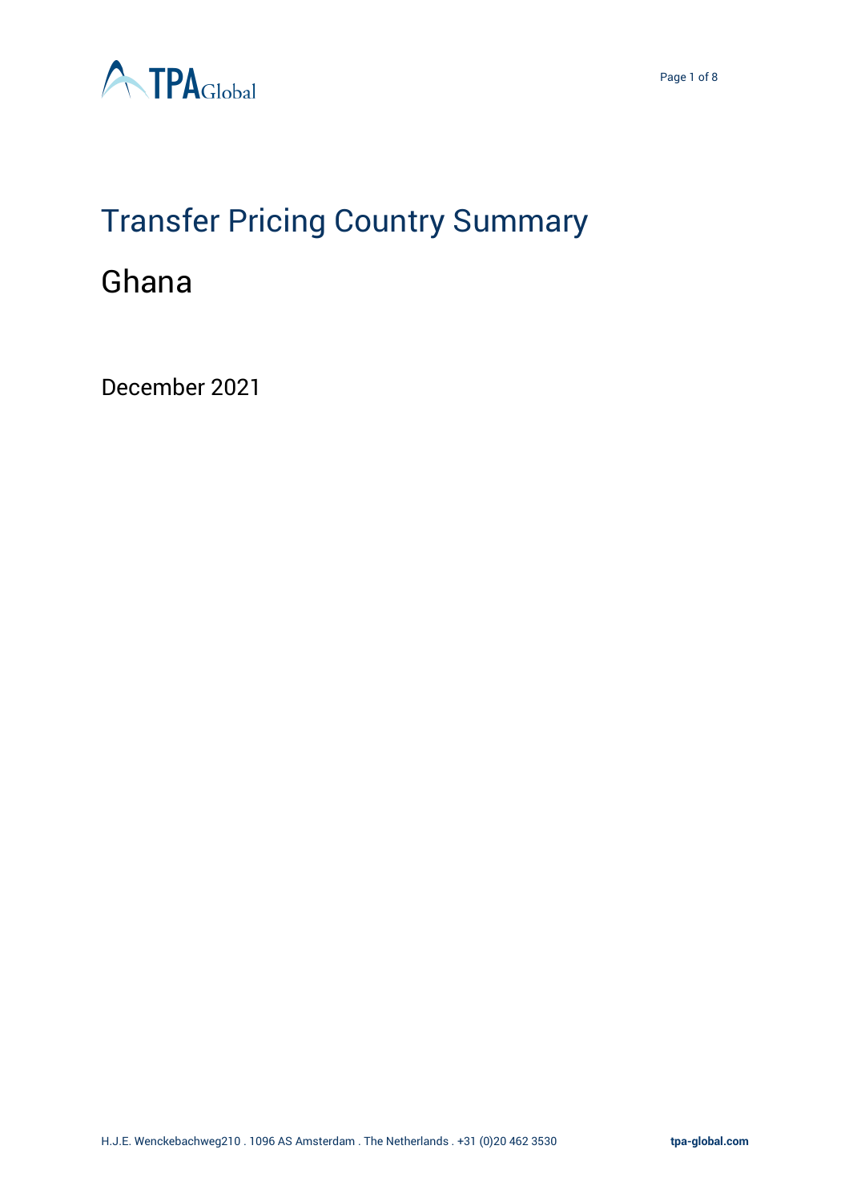# Transfer Pricing Country Summary

## Ghana

December 2021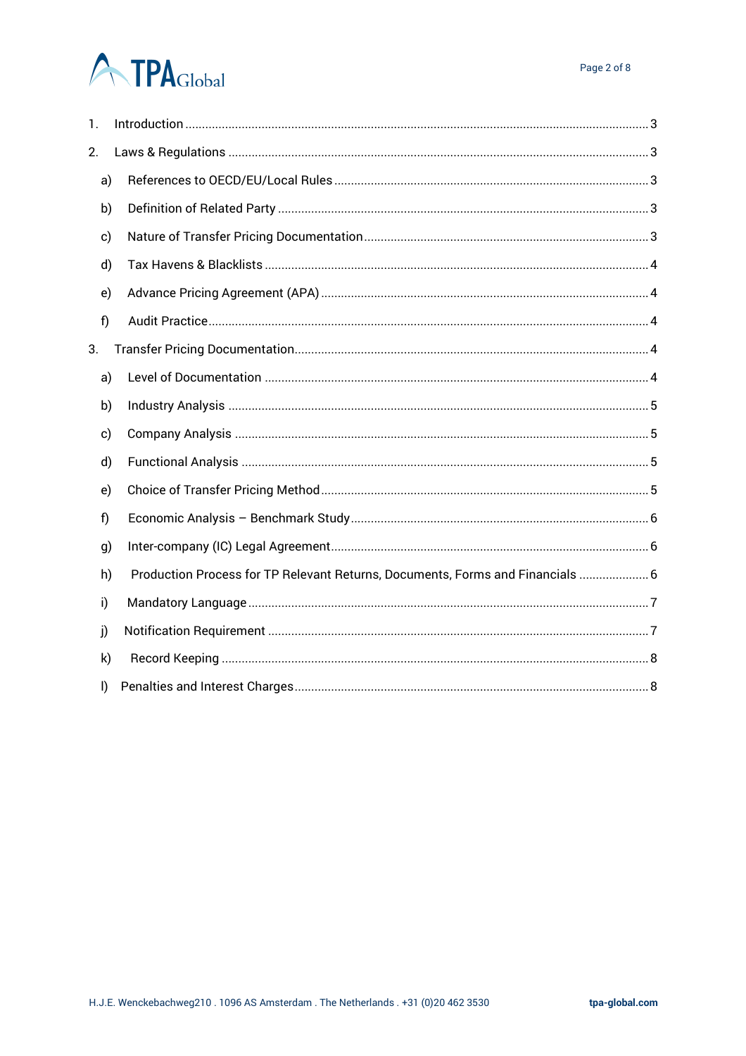1. Introduction ... 3
2. Laws & Regulations ... 3
    a) References to OECD/EU/Local Rules ... 3
    b) Definition of Related Party ... 3
    c) Nature of Transfer Pricing Documentation ... 3
    d) Tax Havens & Blacklists ... 4
    e) Advance Pricing Agreement (APA) ... 4
    f) Audit Practice ... 4
3. Transfer Pricing Documentation ... 4
    a) Level of Documentation ... 4
    b) Industry Analysis ... 5
    c) Company Analysis ... 5
    d) Functional Analysis ... 5
    e) Choice of Transfer Pricing Method ... 5
    f) Economic Analysis – Benchmark Study ... 6
    g) Inter-company (IC) Legal Agreement ... 6
    h) Production Process for TP Relevant Returns, Documents, Forms and Financials ... 6
    i) Mandatory Language ... 7
    j) Notification Requirement ... 7
    k) Record Keeping ... 8
    l) Penalties and Interest Charges ... 8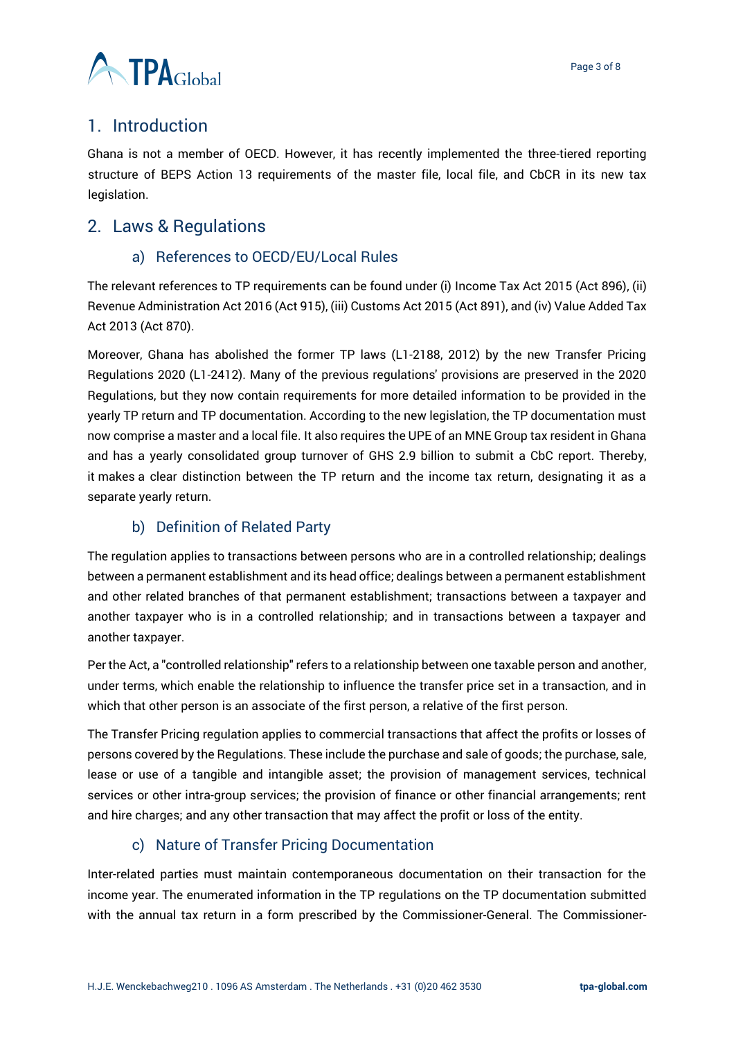## 1. Introduction

Ghana is not a member of OECD. However, it has recently implemented the three-tiered reporting structure of BEPS Action 13 requirements of the master file, local file, and CbCR in its new tax legislation.

## 2. Laws & Regulations

### a) References to OECD/EU/Local Rules

The relevant references to TP requirements can be found under (i) Income Tax Act 2015 (Act 896), (ii) Revenue Administration Act 2016 (Act 915), (iii) Customs Act 2015 (Act 891), and (iv) Value Added Tax Act 2013 (Act 870).

Moreover, Ghana has abolished the former TP laws (L1-2188, 2012) by the new Transfer Pricing Regulations 2020 (L1-2412). Many of the previous regulations' provisions are preserved in the 2020 Regulations, but they now contain requirements for more detailed information to be provided in the yearly TP return and TP documentation. According to the new legislation, the TP documentation must now comprise a master and a local file. It also requires the UPE of an MNE Group tax resident in Ghana and has a yearly consolidated group turnover of GHS 2.9 billion to submit a CbC report. Thereby, it makes a clear distinction between the TP return and the income tax return, designating it as a separate yearly return.

### b) Definition of Related Party

The regulation applies to transactions between persons who are in a controlled relationship; dealings between a permanent establishment and its head office; dealings between a permanent establishment and other related branches of that permanent establishment; transactions between a taxpayer and another taxpayer who is in a controlled relationship; and in transactions between a taxpayer and another taxpayer.

Per the Act, a "controlled relationship" refers to a relationship between one taxable person and another, under terms, which enable the relationship to influence the transfer price set in a transaction, and in which that other person is an associate of the first person, a relative of the first person.

The Transfer Pricing regulation applies to commercial transactions that affect the profits or losses of persons covered by the Regulations. These include the purchase and sale of goods; the purchase, sale, lease or use of a tangible and intangible asset; the provision of management services, technical services or other intra-group services; the provision of finance or other financial arrangements; rent and hire charges; and any other transaction that may affect the profit or loss of the entity.

### c) Nature of Transfer Pricing Documentation

Inter-related parties must maintain contemporaneous documentation on their transaction for the income year. The enumerated information in the TP regulations on the TP documentation submitted with the annual tax return in a form prescribed by the Commissioner-General. The Commissioner-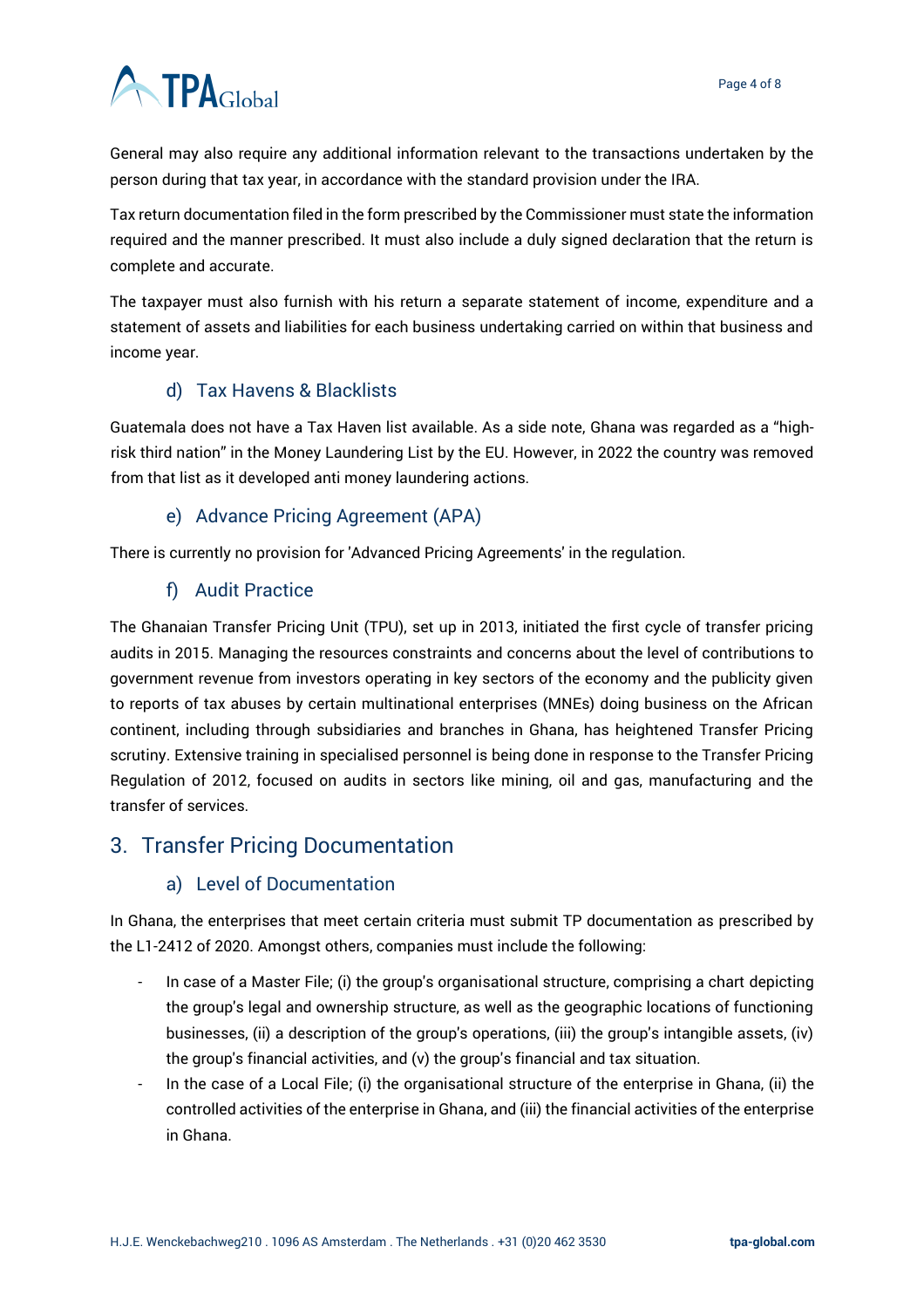General may also require any additional information relevant to the transactions undertaken by the person during that tax year, in accordance with the standard provision under the IRA.

Tax return documentation filed in the form prescribed by the Commissioner must state the information required and the manner prescribed. It must also include a duly signed declaration that the return is complete and accurate.

The taxpayer must also furnish with his return a separate statement of income, expenditure and a statement of assets and liabilities for each business undertaking carried on within that business and income year.

### d) Tax Havens & Blacklists

Guatemala does not have a Tax Haven list available. As a side note, Ghana was regarded as a "high-risk third nation" in the Money Laundering List by the EU. However, in 2022 the country was removed from that list as it developed anti money laundering actions.

### e) Advance Pricing Agreement (APA)

There is currently no provision for 'Advanced Pricing Agreements' in the regulation.

### f) Audit Practice

The Ghanaian Transfer Pricing Unit (TPU), set up in 2013, initiated the first cycle of transfer pricing audits in 2015. Managing the resources constraints and concerns about the level of contributions to government revenue from investors operating in key sectors of the economy and the publicity given to reports of tax abuses by certain multinational enterprises (MNEs) doing business on the African continent, including through subsidiaries and branches in Ghana, has heightened Transfer Pricing scrutiny. Extensive training in specialised personnel is being done in response to the Transfer Pricing Regulation of 2012, focused on audits in sectors like mining, oil and gas, manufacturing and the transfer of services.

## 3. Transfer Pricing Documentation

### a) Level of Documentation

In Ghana, the enterprises that meet certain criteria must submit TP documentation as prescribed by the L1-2412 of 2020. Amongst others, companies must include the following:

- In case of a Master File; (i) the group's organisational structure, comprising a chart depicting the group's legal and ownership structure, as well as the geographic locations of functioning businesses, (ii) a description of the group's operations, (iii) the group's intangible assets, (iv) the group's financial activities, and (v) the group's financial and tax situation.
- In the case of a Local File; (i) the organisational structure of the enterprise in Ghana, (ii) the controlled activities of the enterprise in Ghana, and (iii) the financial activities of the enterprise in Ghana.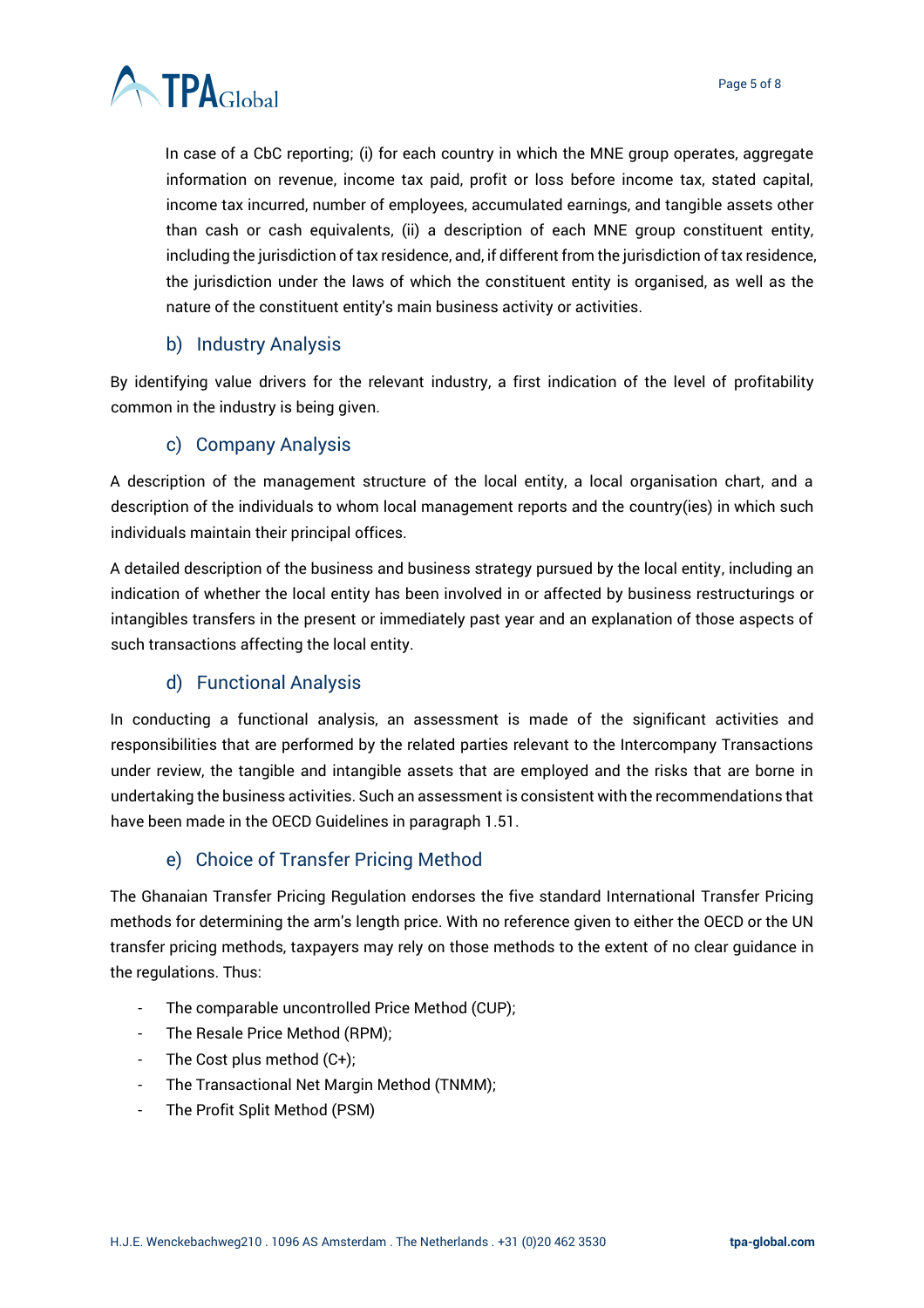In case of a CbC reporting; (i) for each country in which the MNE group operates, aggregate information on revenue, income tax paid, profit or loss before income tax, stated capital, income tax incurred, number of employees, accumulated earnings, and tangible assets other than cash or cash equivalents, (ii) a description of each MNE group constituent entity, including the jurisdiction of tax residence, and, if different from the jurisdiction of tax residence, the jurisdiction under the laws of which the constituent entity is organised, as well as the nature of the constituent entity's main business activity or activities.

### b) Industry Analysis

By identifying value drivers for the relevant industry, a first indication of the level of profitability common in the industry is being given.

### c) Company Analysis

A description of the management structure of the local entity, a local organisation chart, and a description of the individuals to whom local management reports and the country(ies) in which such individuals maintain their principal offices.

A detailed description of the business and business strategy pursued by the local entity, including an indication of whether the local entity has been involved in or affected by business restructurings or intangibles transfers in the present or immediately past year and an explanation of those aspects of such transactions affecting the local entity.

### d) Functional Analysis

In conducting a functional analysis, an assessment is made of the significant activities and responsibilities that are performed by the related parties relevant to the Intercompany Transactions under review, the tangible and intangible assets that are employed and the risks that are borne in undertaking the business activities. Such an assessment is consistent with the recommendations that have been made in the OECD Guidelines in paragraph 1.51.

### e) Choice of Transfer Pricing Method

The Ghanaian Transfer Pricing Regulation endorses the five standard International Transfer Pricing methods for determining the arm's length price. With no reference given to either the OECD or the UN transfer pricing methods, taxpayers may rely on those methods to the extent of no clear guidance in the regulations. Thus:

- The comparable uncontrolled Price Method (CUP);
- The Resale Price Method (RPM);
- The Cost plus method (C+);
- The Transactional Net Margin Method (TNMM);
- The Profit Split Method (PSM)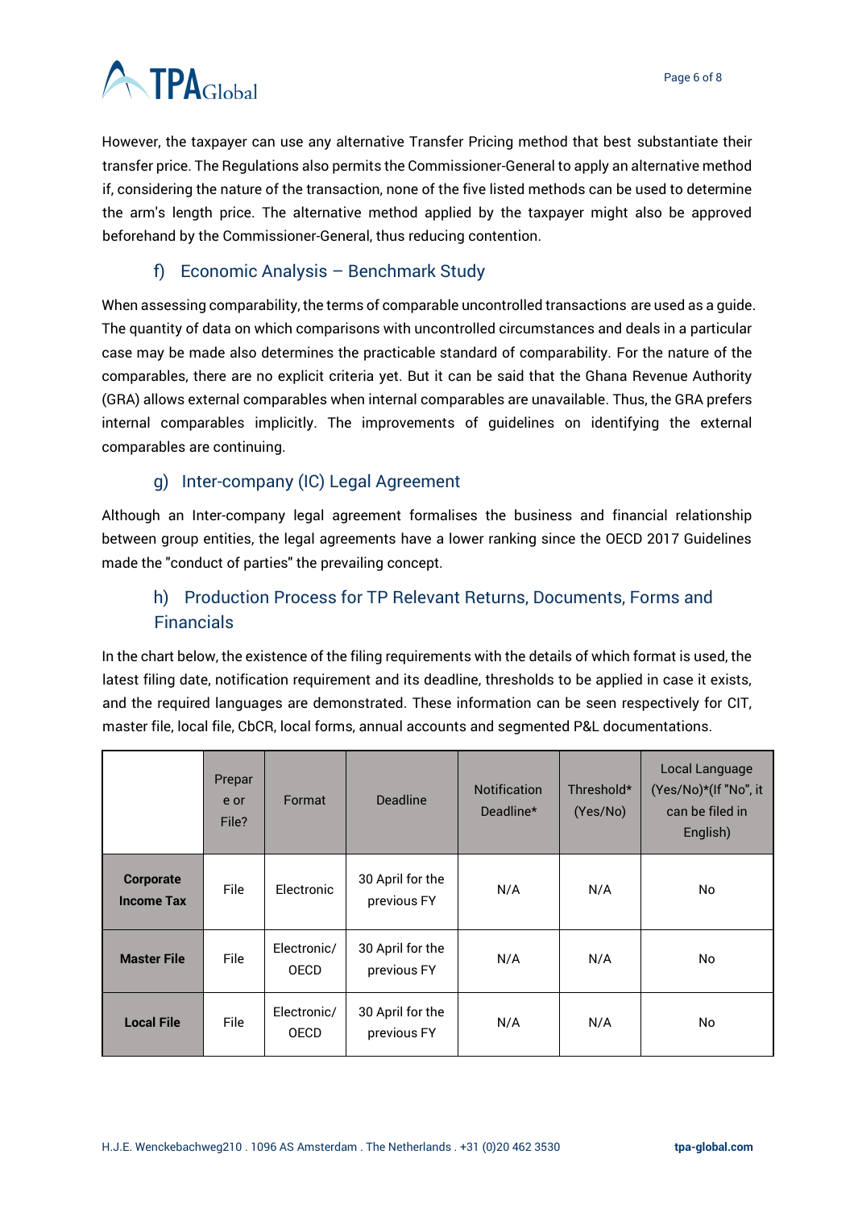However, the taxpayer can use any alternative Transfer Pricing method that best substantiate their transfer price. The Regulations also permits the Commissioner-General to apply an alternative method if, considering the nature of the transaction, none of the five listed methods can be used to determine the arm's length price. The alternative method applied by the taxpayer might also be approved beforehand by the Commissioner-General, thus reducing contention.

### f) Economic Analysis – Benchmark Study

When assessing comparability, the terms of comparable uncontrolled transactions are used as a guide. The quantity of data on which comparisons with uncontrolled circumstances and deals in a particular case may be made also determines the practicable standard of comparability. For the nature of the comparables, there are no explicit criteria yet. But it can be said that the Ghana Revenue Authority (GRA) allows external comparables when internal comparables are unavailable. Thus, the GRA prefers internal comparables implicitly. The improvements of guidelines on identifying the external comparables are continuing.

### g) Inter-company (IC) Legal Agreement

Although an Inter-company legal agreement formalises the business and financial relationship between group entities, the legal agreements have a lower ranking since the OECD 2017 Guidelines made the "conduct of parties" the prevailing concept.

### h) Production Process for TP Relevant Returns, Documents, Forms and Financials

In the chart below, the existence of the filing requirements with the details of which format is used, the latest filing date, notification requirement and its deadline, thresholds to be applied in case it exists, and the required languages are demonstrated. These information can be seen respectively for CIT, master file, local file, CbCR, local forms, annual accounts and segmented P&L documentations.

| | Prepare or File? | Format | Deadline | Notification Deadline* | Threshold* (Yes/No) | Local Language (Yes/No)*(If "No", it can be filed in English) |
|---|---|---|---|---|---|---|
| **Corporate Income Tax** | File | Electronic | 30 April for the previous FY | N/A | N/A | No |
| **Master File** | File | Electronic/ OECD | 30 April for the previous FY | N/A | N/A | No |
| **Local File** | File | Electronic/ OECD | 30 April for the previous FY | N/A | N/A | No |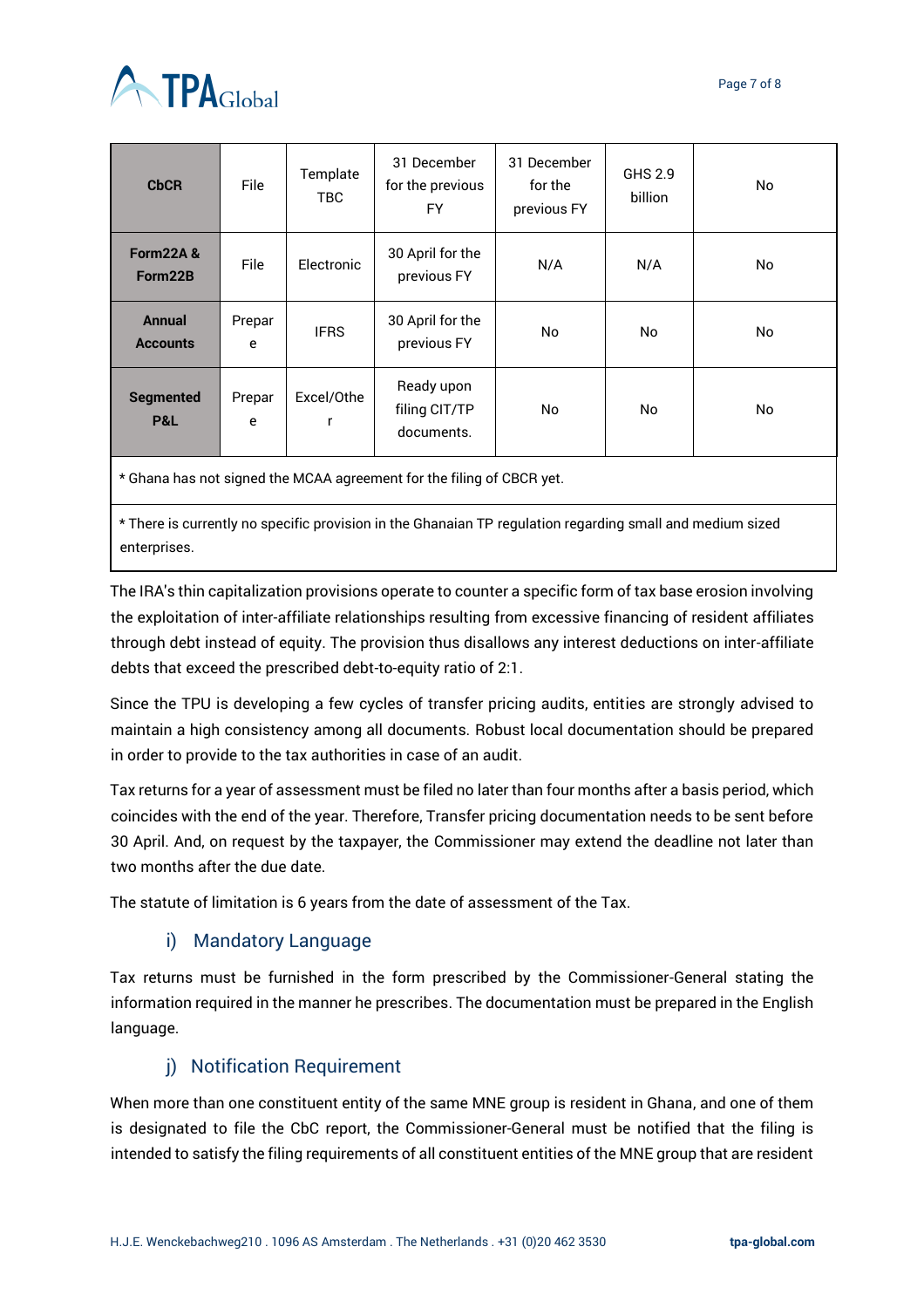| CbCR | File | Template TBC | 31 December for the previous FY | 31 December for the previous FY | GHS 2.9 billion | No |
|---|---|---|---|---|---|---|
| Form22A & Form22B | File | Electronic | 30 April for the previous FY | N/A | N/A | No |
| Annual Accounts | Prepare | IFRS | 30 April for the previous FY | No | No | No |
| Segmented P&L | Prepare | Excel/Other | Ready upon filing CIT/TP documents. | No | No | No |
| * Ghana has not signed the MCAA agreement for the filing of CBCR yet. | | | | | | |
| * There is currently no specific provision in the Ghanaian TP regulation regarding small and medium sized enterprises. | | | | | | |

The IRA's thin capitalization provisions operate to counter a specific form of tax base erosion involving the exploitation of inter-affiliate relationships resulting from excessive financing of resident affiliates through debt instead of equity. The provision thus disallows any interest deductions on inter-affiliate debts that exceed the prescribed debt-to-equity ratio of 2:1.

Since the TPU is developing a few cycles of transfer pricing audits, entities are strongly advised to maintain a high consistency among all documents. Robust local documentation should be prepared in order to provide to the tax authorities in case of an audit.

Tax returns for a year of assessment must be filed no later than four months after a basis period, which coincides with the end of the year. Therefore, Transfer pricing documentation needs to be sent before 30 April. And, on request by the taxpayer, the Commissioner may extend the deadline not later than two months after the due date.

The statute of limitation is 6 years from the date of assessment of the Tax.

### i) Mandatory Language

Tax returns must be furnished in the form prescribed by the Commissioner-General stating the information required in the manner he prescribes. The documentation must be prepared in the English language.

### j) Notification Requirement

When more than one constituent entity of the same MNE group is resident in Ghana, and one of them is designated to file the CbC report, the Commissioner-General must be notified that the filing is intended to satisfy the filing requirements of all constituent entities of the MNE group that are resident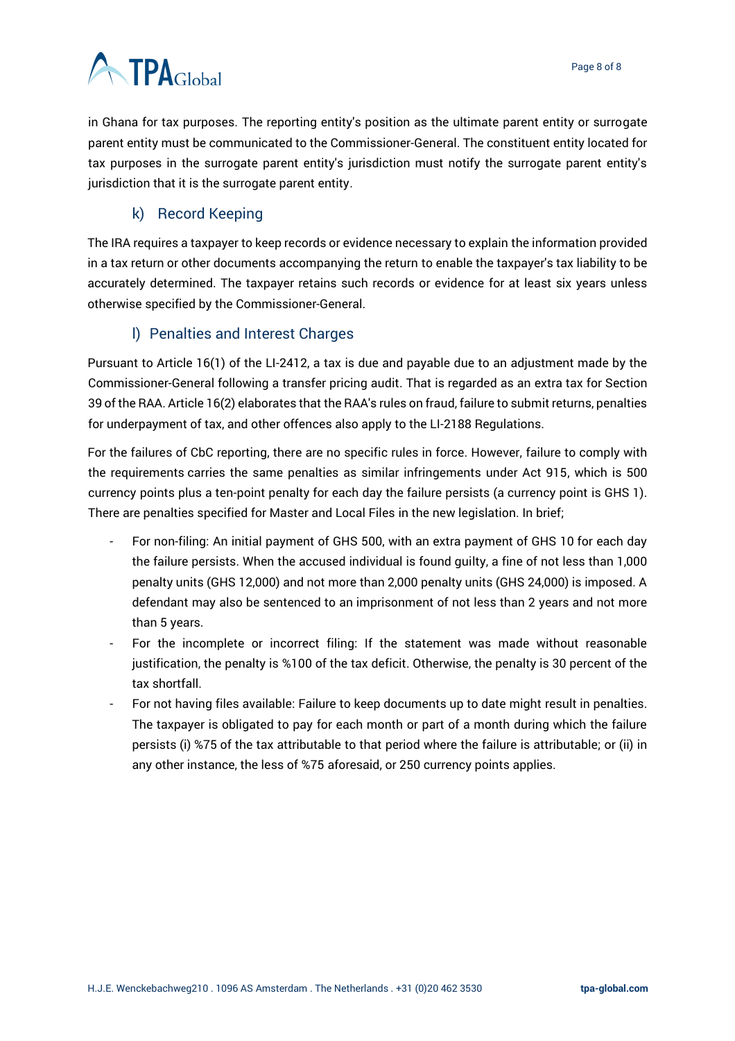in Ghana for tax purposes. The reporting entity's position as the ultimate parent entity or surrogate parent entity must be communicated to the Commissioner-General. The constituent entity located for tax purposes in the surrogate parent entity's jurisdiction must notify the surrogate parent entity's jurisdiction that it is the surrogate parent entity.

### k) Record Keeping

The IRA requires a taxpayer to keep records or evidence necessary to explain the information provided in a tax return or other documents accompanying the return to enable the taxpayer's tax liability to be accurately determined. The taxpayer retains such records or evidence for at least six years unless otherwise specified by the Commissioner-General.

### l) Penalties and Interest Charges

Pursuant to Article 16(1) of the LI-2412, a tax is due and payable due to an adjustment made by the Commissioner-General following a transfer pricing audit. That is regarded as an extra tax for Section 39 of the RAA. Article 16(2) elaborates that the RAA's rules on fraud, failure to submit returns, penalties for underpayment of tax, and other offences also apply to the LI-2188 Regulations.

For the failures of CbC reporting, there are no specific rules in force. However, failure to comply with the requirements carries the same penalties as similar infringements under Act 915, which is 500 currency points plus a ten-point penalty for each day the failure persists (a currency point is GHS 1). There are penalties specified for Master and Local Files in the new legislation. In brief;

- For non-filing: An initial payment of GHS 500, with an extra payment of GHS 10 for each day the failure persists. When the accused individual is found guilty, a fine of not less than 1,000 penalty units (GHS 12,000) and not more than 2,000 penalty units (GHS 24,000) is imposed. A defendant may also be sentenced to an imprisonment of not less than 2 years and not more than 5 years.
- For the incomplete or incorrect filing: If the statement was made without reasonable justification, the penalty is %100 of the tax deficit. Otherwise, the penalty is 30 percent of the tax shortfall.
- For not having files available: Failure to keep documents up to date might result in penalties. The taxpayer is obligated to pay for each month or part of a month during which the failure persists (i) %75 of the tax attributable to that period where the failure is attributable; or (ii) in any other instance, the less of %75 aforesaid, or 250 currency points applies.